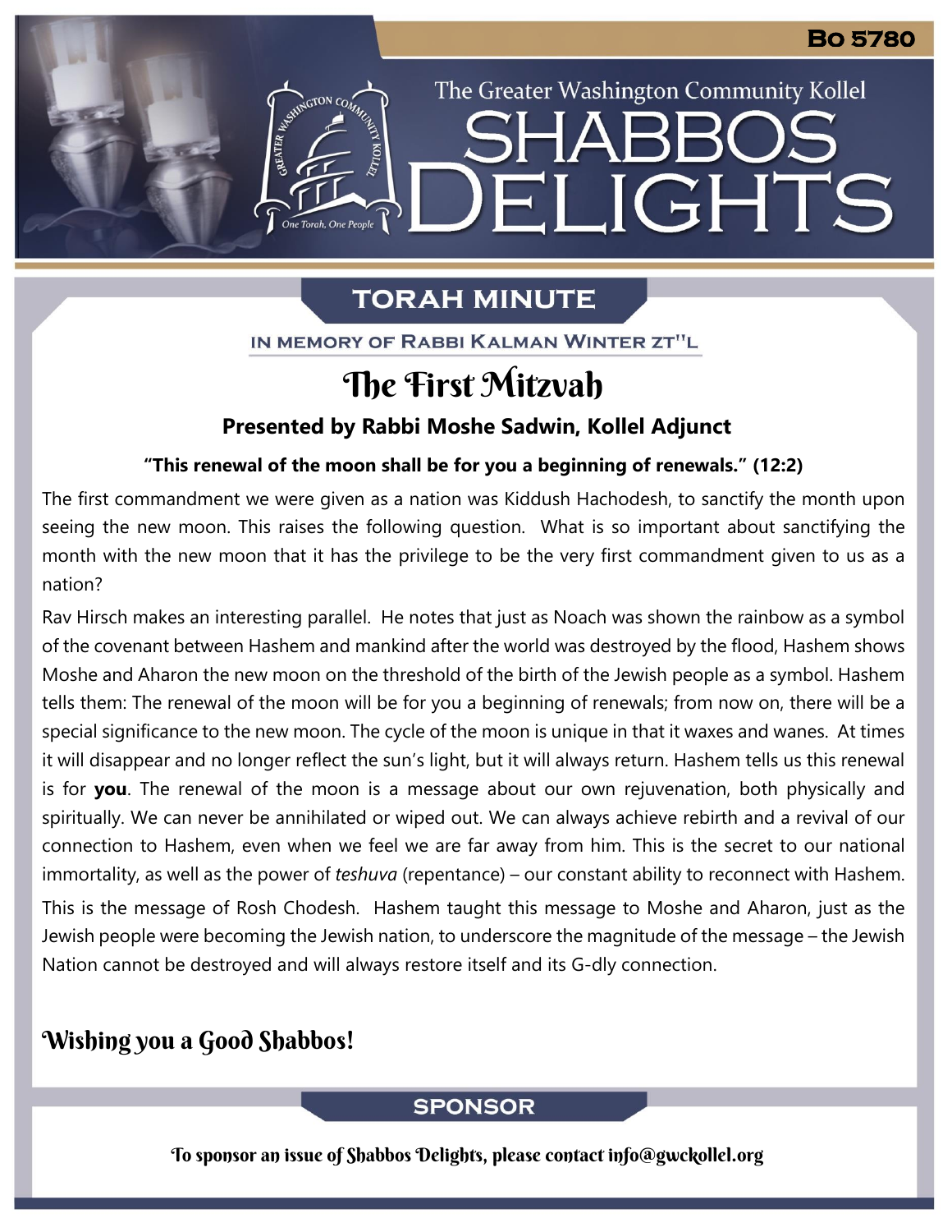Bo 5780

The Greater Washington Community Kollel

# SHABBOS DELIGHTS

## TORAH MINUTE

IN MEMORY OF RABBI KALMAN WINTER ZT"L

## The First Mitzvah

**Presented by Rabbi Moshe Sadwin, Kollel Adjunct**

**"This renewal of the moon shall be for you a beginning of renewals." (12:2)**

The first commandment we were given as a nation was Kiddush Hachodesh, to sanctify the month upon seeing the new moon. This raises the following question. What is so important about sanctifying the month with the new moon that it has the privilege to be the very first commandment given to us as a nation?

Rav Hirsch makes an interesting parallel. He notes that just as Noach was shown the rainbow as a symbol of the covenant between Hashem and mankind after the world was destroyed by the flood, Hashem shows Moshe and Aharon the new moon on the threshold of the birth of the Jewish people as a symbol. Hashem tells them: The renewal of the moon will be for you a beginning of renewals; from now on, there will be a special significance to the new moon. The cycle of the moon is unique in that it waxes and wanes. At times it will disappear and no longer reflect the sun's light, but it will always return. Hashem tells us this renewal is for **you**. The renewal of the moon is a message about our own rejuvenation, both physically and spiritually. We can never be annihilated or wiped out. We can always achieve rebirth and a revival of our connection to Hashem, even when we feel we are far away from him. This is the secret to our national immortality, as well as the power of *teshuva* (repentance) – our constant ability to reconnect with Hashem.

This is the message of Rosh Chodesh. Hashem taught this message to Moshe and Aharon, just as the Jewish people were becoming the Jewish nation, to underscore the magnitude of the message – the Jewish Nation cannot be destroyed and will always restore itself and its G-dly connection.

### Wishing you a Good Shabbos!

## SPONSOR

To sponsor an issue of Shabbos Delights, please contact info@gwckollel.org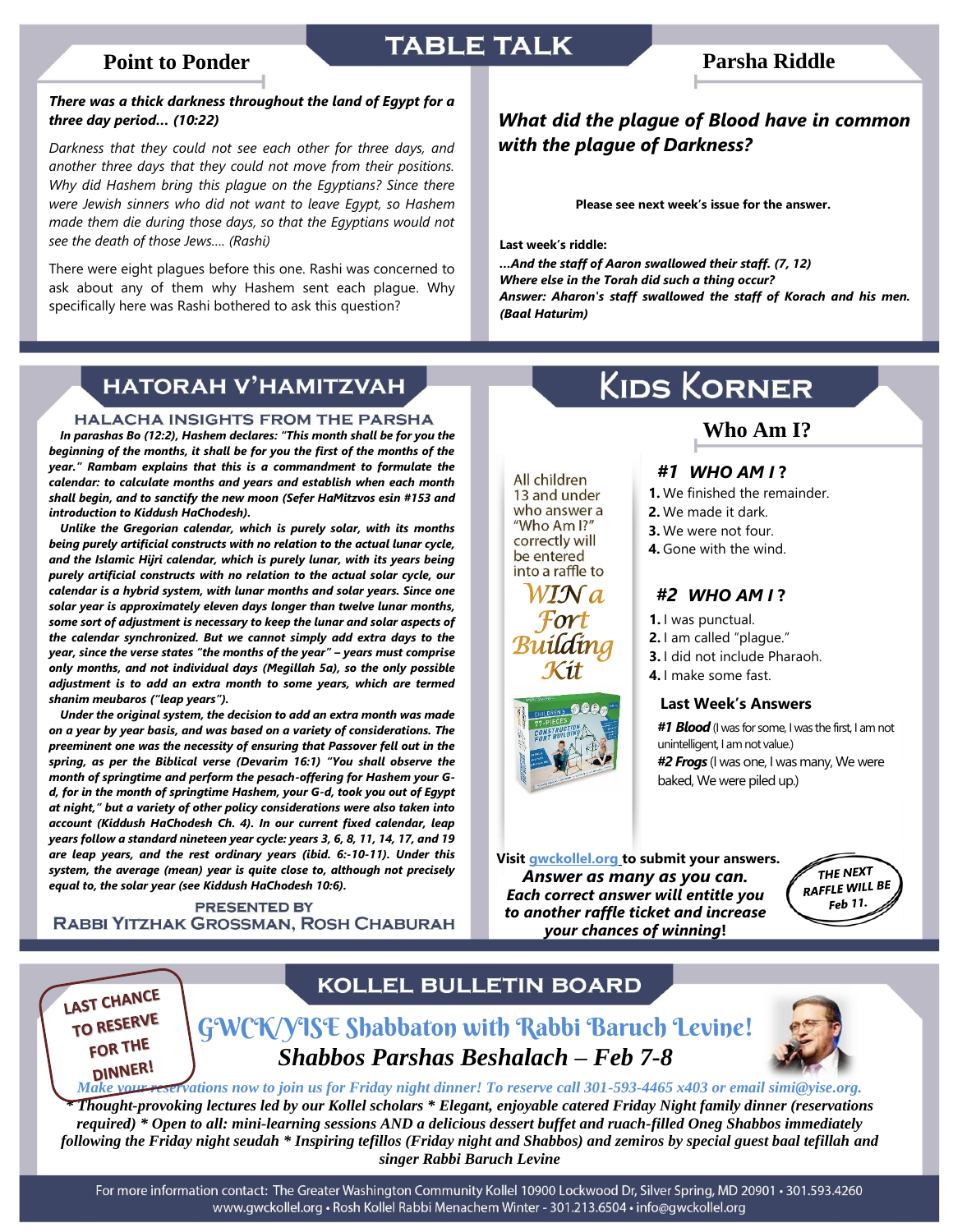# TABLE TALK

## Point to Ponder

***There was a thick darkness throughout the land of Egypt for a three day period... (10:22)***

*Darkness that they could not see each other for three days, and another three days that they could not move from their positions. Why did Hashem bring this plague on the Egyptians? Since there were Jewish sinners who did not want to leave Egypt, so Hashem made them die during those days, so that the Egyptians would not see the death of those Jews.... (Rashi)*

There were eight plagues before this one. Rashi was concerned to ask about any of them why Hashem sent each plague. Why specifically here was Rashi bothered to ask this question?

## Parsha Riddle

***What did the plague of Blood have in common with the plague of Darkness?***

**Please see next week's issue for the answer.**

**Last week's riddle:**

***...And the staff of Aaron swallowed their staff. (7, 12)***
***Where else in the Torah did such a thing occur?***
***Answer: Aharon's staff swallowed the staff of Korach and his men. (Baal Haturim)***

# HATORAH V'HAMITZVAH

## HALACHA INSIGHTS FROM THE PARSHA

***In parashas Bo (12:2), Hashem declares: "This month shall be for you the beginning of the months, it shall be for you the first of the months of the year." Rambam explains that this is a commandment to formulate the calendar: to calculate months and years and establish when each month shall begin, and to sanctify the new moon (Sefer HaMitzvos esin #153 and introduction to Kiddush HaChodesh).***

***Unlike the Gregorian calendar, which is purely solar, with its months being purely artificial constructs with no relation to the actual lunar cycle, and the Islamic Hijri calendar, which is purely lunar, with its years being purely artificial constructs with no relation to the actual solar cycle, our calendar is a hybrid system, with lunar months and solar years. Since one solar year is approximately eleven days longer than twelve lunar months, some sort of adjustment is necessary to keep the lunar and solar aspects of the calendar synchronized. But we cannot simply add extra days to the year, since the verse states "the months of the year" – years must comprise only months, and not individual days (Megillah 5a), so the only possible adjustment is to add an extra month to some years, which are termed shanim meubaros ("leap years").***

***Under the original system, the decision to add an extra month was made on a year by year basis, and was based on a variety of considerations. The preeminent one was the necessity of ensuring that Passover fell out in the spring, as per the Biblical verse (Devarim 16:1) "You shall observe the month of springtime and perform the pesach-offering for Hashem your G-d, for in the month of springtime Hashem, your G-d, took you out of Egypt at night," but a variety of other policy considerations were also taken into account (Kiddush HaChodesh Ch. 4). In our current fixed calendar, leap years follow a standard nineteen year cycle: years 3, 6, 8, 11, 14, 17, and 19 are leap years, and the rest ordinary years (ibid. 6:-10-11). Under this system, the average (mean) year is quite close to, although not precisely equal to, the solar year (see Kiddush HaChodesh 10:6).***

PRESENTED BY
RABBI YITZHAK GROSSMAN, ROSH CHABURAH

# KIDS KORNER

## Who Am I?

All children 13 and under who answer a "Who Am I?" correctly will be entered into a raffle to WIN a Fort Building Kit

### #1 WHO AM I?

1. We finished the remainder.
2. We made it dark.
3. We were not four.
4. Gone with the wind.

### #2 WHO AM I?

1. I was punctual.
2. I am called "plague."
3. I did not include Pharaoh.
4. I make some fast.

### Last Week's Answers

***#1 Blood*** (I was for some, I was the first, I am not unintelligent, I am not value.)

***#2 Frogs*** (I was one, I was many, We were baked, We were piled up.)

**Visit gwckollel.org to submit your answers.**
***Answer as many as you can. Each correct answer will entitle you to another raffle ticket and increase your chances of winning!***

THE NEXT RAFFLE WILL BE Feb 11.

# KOLLEL BULLETIN BOARD

LAST CHANCE TO RESERVE FOR THE DINNER!

## GWCK/YISE Shabbaton with Rabbi Baruch Levine!

### *Shabbos Parshas Beshalach – Feb 7-8*

*Make your reservations now to join us for Friday night dinner! To reserve call 301-593-4465 x403 or email simi@yise.org.*

*\* Thought-provoking lectures led by our Kollel scholars \* Elegant, enjoyable catered Friday Night family dinner (reservations required) \* Open to all: mini-learning sessions AND a delicious dessert buffet and ruach-filled Oneg Shabbos immediately following the Friday night seudah \* Inspiring tefillos (Friday night and Shabbos) and zemiros by special guest baal tefillah and singer Rabbi Baruch Levine*

For more information contact: The Greater Washington Community Kollel 10900 Lockwood Dr, Silver Spring, MD 20901 • 301.593.4260
www.gwckollel.org • Rosh Kollel Rabbi Menachem Winter - 301.213.6504 • info@gwckollel.org